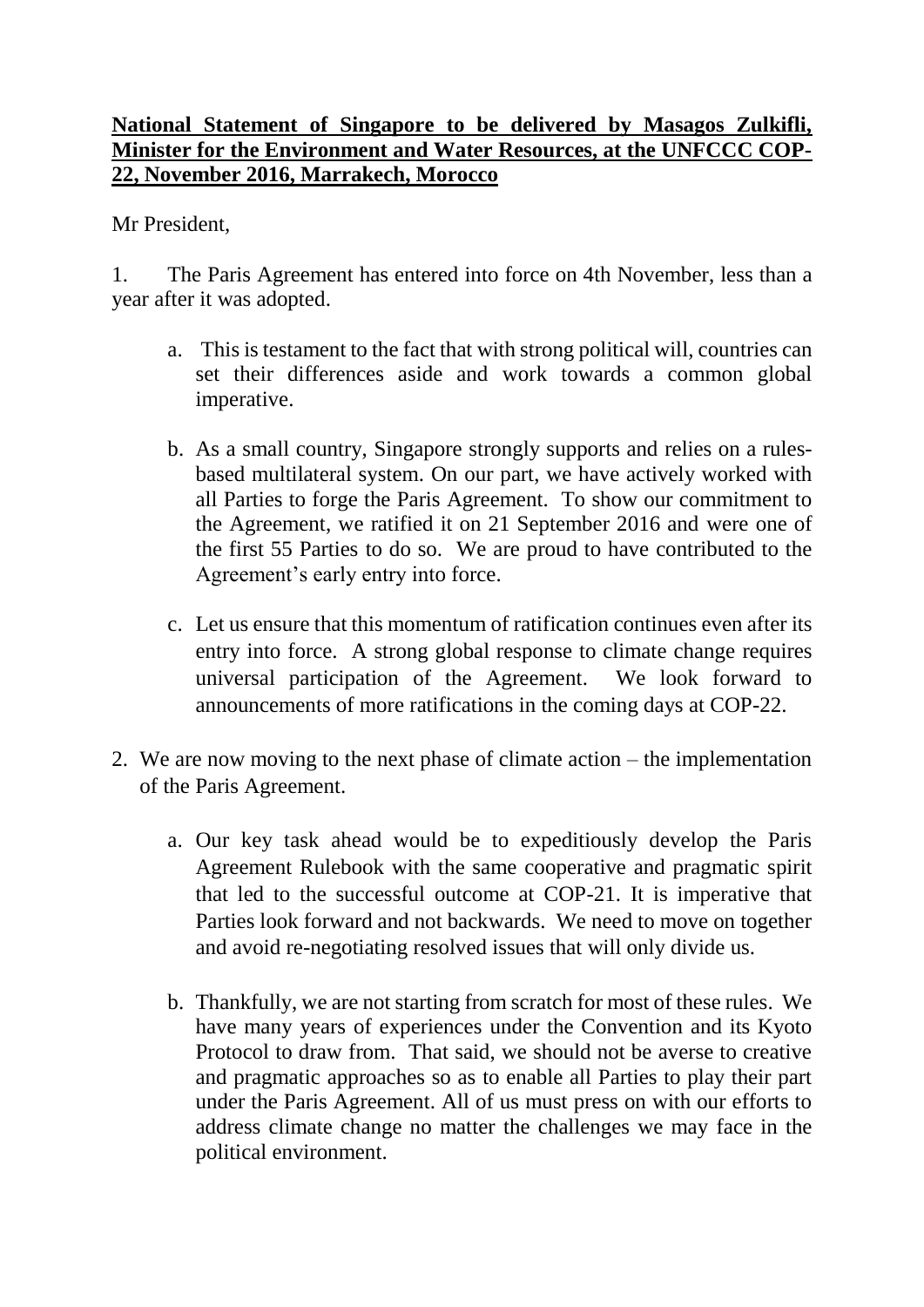**National Statement of Singapore to be delivered by Masagos Zulkifli, Minister for the Environment and Water Resources, at the UNFCCC COP-22, November 2016, Marrakech, Morocco**

Mr President,

1. The Paris Agreement has entered into force on 4th November, less than a year after it was adopted.

    a. This is testament to the fact that with strong political will, countries can set their differences aside and work towards a common global imperative.

    b. As a small country, Singapore strongly supports and relies on a rules-based multilateral system. On our part, we have actively worked with all Parties to forge the Paris Agreement. To show our commitment to the Agreement, we ratified it on 21 September 2016 and were one of the first 55 Parties to do so. We are proud to have contributed to the Agreement's early entry into force.

    c. Let us ensure that this momentum of ratification continues even after its entry into force. A strong global response to climate change requires universal participation of the Agreement. We look forward to announcements of more ratifications in the coming days at COP-22.

2. We are now moving to the next phase of climate action – the implementation of the Paris Agreement.

    a. Our key task ahead would be to expeditiously develop the Paris Agreement Rulebook with the same cooperative and pragmatic spirit that led to the successful outcome at COP-21. It is imperative that Parties look forward and not backwards. We need to move on together and avoid re-negotiating resolved issues that will only divide us.

    b. Thankfully, we are not starting from scratch for most of these rules. We have many years of experiences under the Convention and its Kyoto Protocol to draw from. That said, we should not be averse to creative and pragmatic approaches so as to enable all Parties to play their part under the Paris Agreement. All of us must press on with our efforts to address climate change no matter the challenges we may face in the political environment.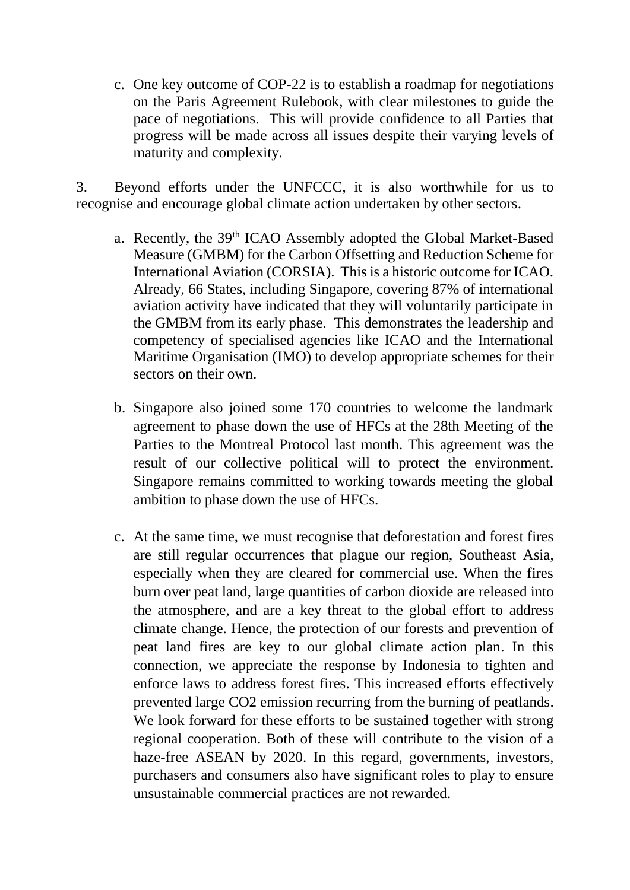c. One key outcome of COP-22 is to establish a roadmap for negotiations on the Paris Agreement Rulebook, with clear milestones to guide the pace of negotiations. This will provide confidence to all Parties that progress will be made across all issues despite their varying levels of maturity and complexity.

3. Beyond efforts under the UNFCCC, it is also worthwhile for us to recognise and encourage global climate action undertaken by other sectors.

a. Recently, the 39th ICAO Assembly adopted the Global Market-Based Measure (GMBM) for the Carbon Offsetting and Reduction Scheme for International Aviation (CORSIA). This is a historic outcome for ICAO. Already, 66 States, including Singapore, covering 87% of international aviation activity have indicated that they will voluntarily participate in the GMBM from its early phase. This demonstrates the leadership and competency of specialised agencies like ICAO and the International Maritime Organisation (IMO) to develop appropriate schemes for their sectors on their own.

b. Singapore also joined some 170 countries to welcome the landmark agreement to phase down the use of HFCs at the 28th Meeting of the Parties to the Montreal Protocol last month. This agreement was the result of our collective political will to protect the environment. Singapore remains committed to working towards meeting the global ambition to phase down the use of HFCs.

c. At the same time, we must recognise that deforestation and forest fires are still regular occurrences that plague our region, Southeast Asia, especially when they are cleared for commercial use. When the fires burn over peat land, large quantities of carbon dioxide are released into the atmosphere, and are a key threat to the global effort to address climate change. Hence, the protection of our forests and prevention of peat land fires are key to our global climate action plan. In this connection, we appreciate the response by Indonesia to tighten and enforce laws to address forest fires. This increased efforts effectively prevented large $CO_2$ emission recurring from the burning of peatlands. We look forward for these efforts to be sustained together with strong regional cooperation. Both of these will contribute to the vision of a haze-free ASEAN by 2020. In this regard, governments, investors, purchasers and consumers also have significant roles to play to ensure unsustainable commercial practices are not rewarded.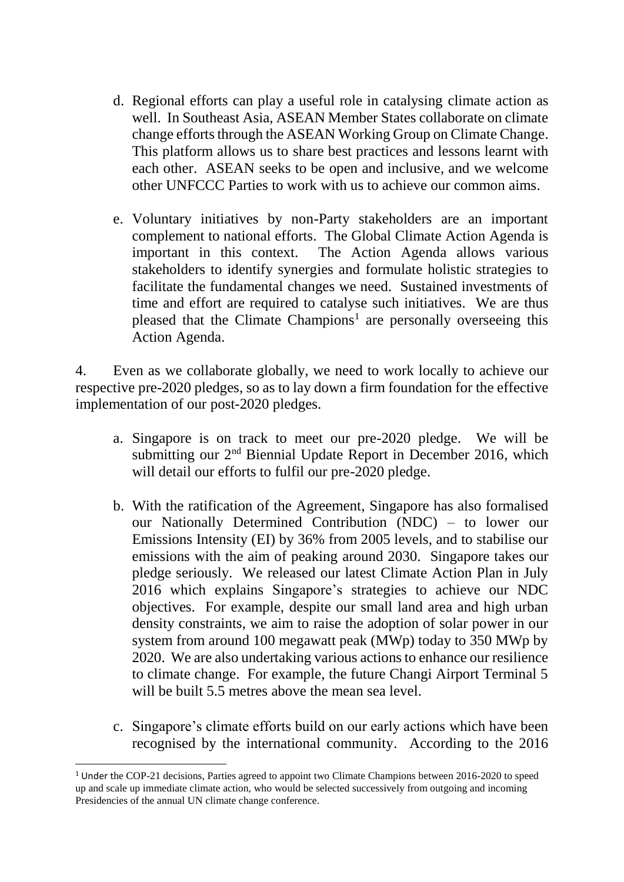d. Regional efforts can play a useful role in catalysing climate action as well. In Southeast Asia, ASEAN Member States collaborate on climate change efforts through the ASEAN Working Group on Climate Change. This platform allows us to share best practices and lessons learnt with each other. ASEAN seeks to be open and inclusive, and we welcome other UNFCCC Parties to work with us to achieve our common aims.

e. Voluntary initiatives by non-Party stakeholders are an important complement to national efforts. The Global Climate Action Agenda is important in this context. The Action Agenda allows various stakeholders to identify synergies and formulate holistic strategies to facilitate the fundamental changes we need. Sustained investments of time and effort are required to catalyse such initiatives. We are thus pleased that the Climate Champions[1] are personally overseeing this Action Agenda.

4. Even as we collaborate globally, we need to work locally to achieve our respective pre-2020 pledges, so as to lay down a firm foundation for the effective implementation of our post-2020 pledges.

a. Singapore is on track to meet our pre-2020 pledge. We will be submitting our 2nd Biennial Update Report in December 2016, which will detail our efforts to fulfil our pre-2020 pledge.

b. With the ratification of the Agreement, Singapore has also formalised our Nationally Determined Contribution (NDC) – to lower our Emissions Intensity (EI) by 36% from 2005 levels, and to stabilise our emissions with the aim of peaking around 2030. Singapore takes our pledge seriously. We released our latest Climate Action Plan in July 2016 which explains Singapore's strategies to achieve our NDC objectives. For example, despite our small land area and high urban density constraints, we aim to raise the adoption of solar power in our system from around 100 megawatt peak (MWp) today to 350 MWp by 2020. We are also undertaking various actions to enhance our resilience to climate change. For example, the future Changi Airport Terminal 5 will be built 5.5 metres above the mean sea level.

c. Singapore's climate efforts build on our early actions which have been recognised by the international community. According to the 2016

[1] Under the COP-21 decisions, Parties agreed to appoint two Climate Champions between 2016-2020 to speed up and scale up immediate climate action, who would be selected successively from outgoing and incoming Presidencies of the annual UN climate change conference.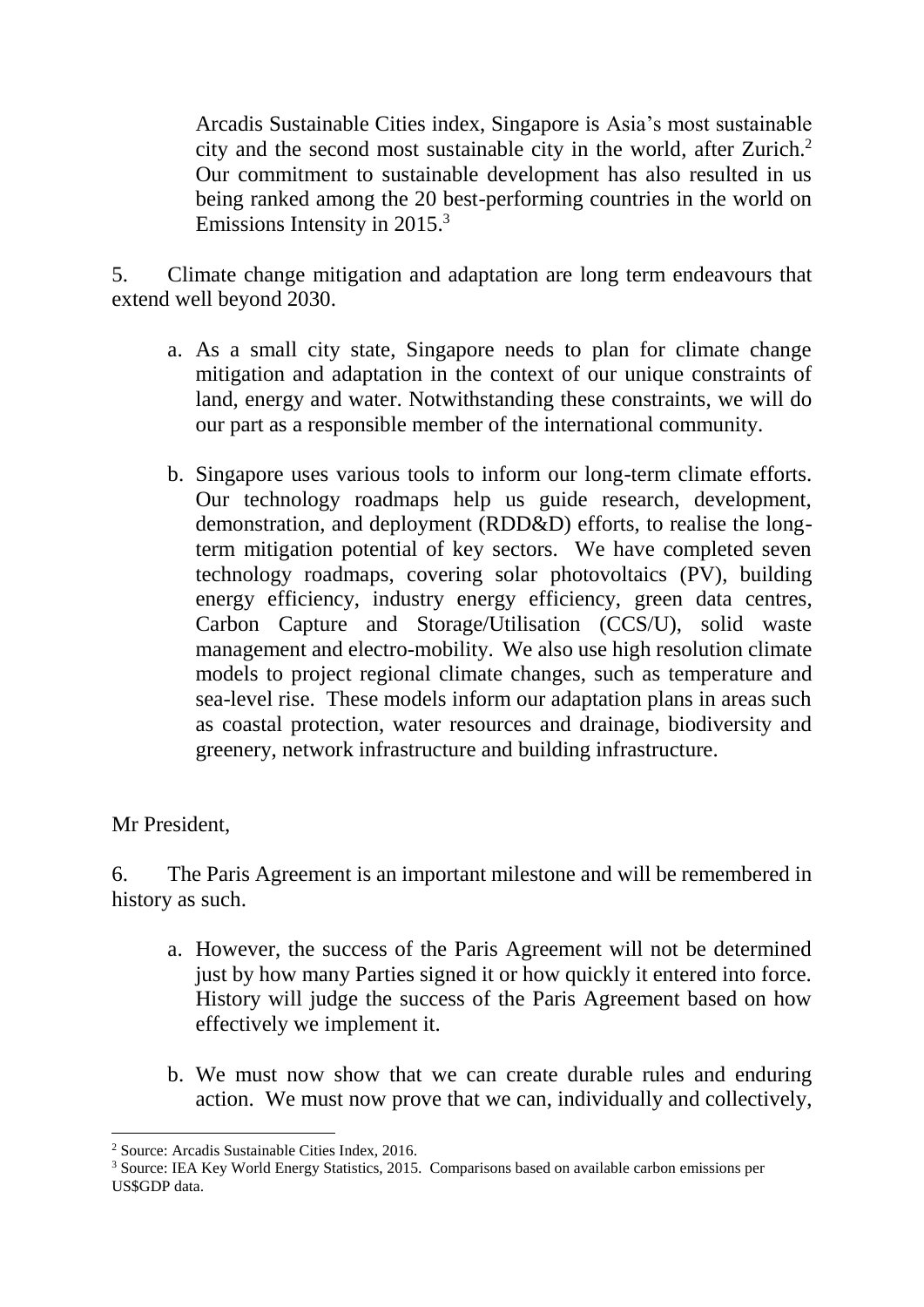Arcadis Sustainable Cities index, Singapore is Asia's most sustainable city and the second most sustainable city in the world, after Zurich.[2] Our commitment to sustainable development has also resulted in us being ranked among the 20 best-performing countries in the world on Emissions Intensity in 2015.[3]

5. Climate change mitigation and adaptation are long term endeavours that extend well beyond 2030.

a. As a small city state, Singapore needs to plan for climate change mitigation and adaptation in the context of our unique constraints of land, energy and water. Notwithstanding these constraints, we will do our part as a responsible member of the international community.

b. Singapore uses various tools to inform our long-term climate efforts. Our technology roadmaps help us guide research, development, demonstration, and deployment (RDD&D) efforts, to realise the long-term mitigation potential of key sectors. We have completed seven technology roadmaps, covering solar photovoltaics (PV), building energy efficiency, industry energy efficiency, green data centres, Carbon Capture and Storage/Utilisation (CCS/U), solid waste management and electro-mobility. We also use high resolution climate models to project regional climate changes, such as temperature and sea-level rise. These models inform our adaptation plans in areas such as coastal protection, water resources and drainage, biodiversity and greenery, network infrastructure and building infrastructure.

Mr President,

6. The Paris Agreement is an important milestone and will be remembered in history as such.

a. However, the success of the Paris Agreement will not be determined just by how many Parties signed it or how quickly it entered into force. History will judge the success of the Paris Agreement based on how effectively we implement it.

b. We must now show that we can create durable rules and enduring action. We must now prove that we can, individually and collectively,

---

[2] Source: Arcadis Sustainable Cities Index, 2016.

[3] Source: IEA Key World Energy Statistics, 2015. Comparisons based on available carbon emissions per US$GDP data.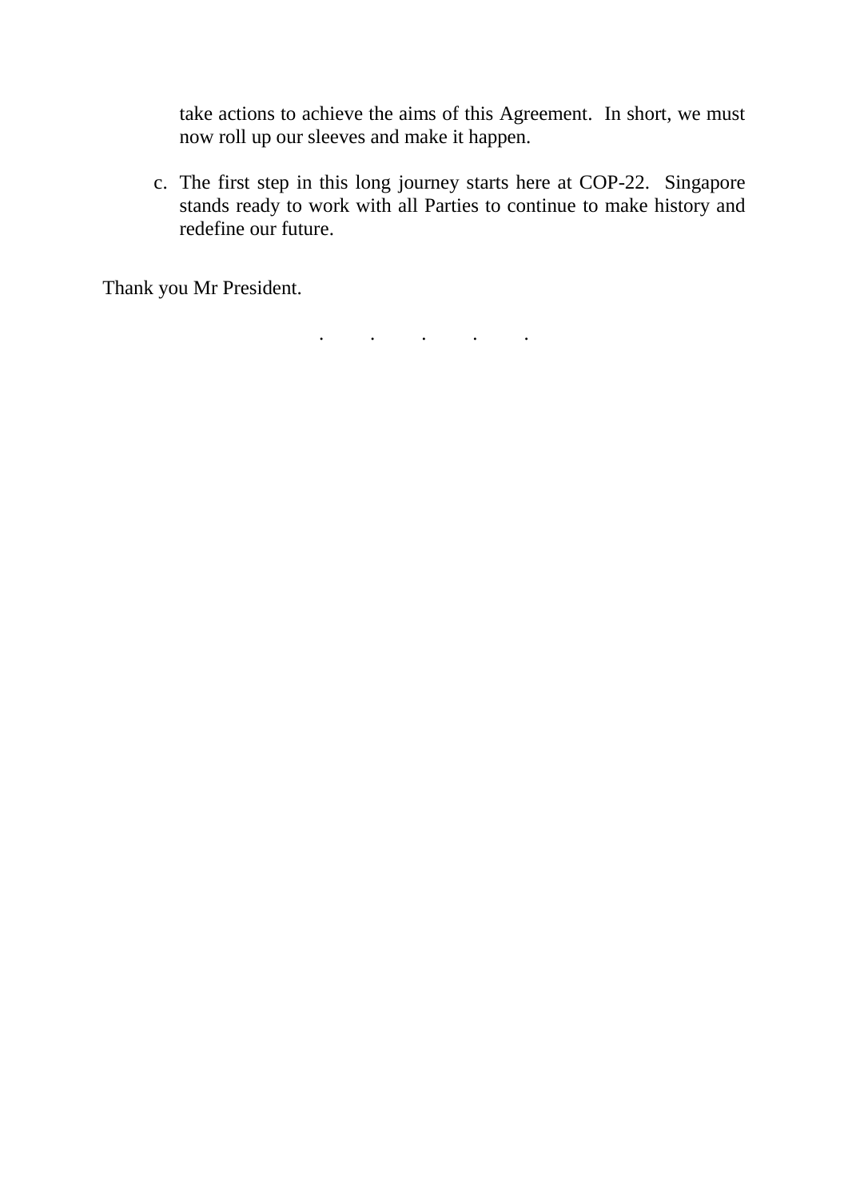take actions to achieve the aims of this Agreement. In short, we must now roll up our sleeves and make it happen.

c. The first step in this long journey starts here at COP-22. Singapore stands ready to work with all Parties to continue to make history and redefine our future.

Thank you Mr President.

. . . . .